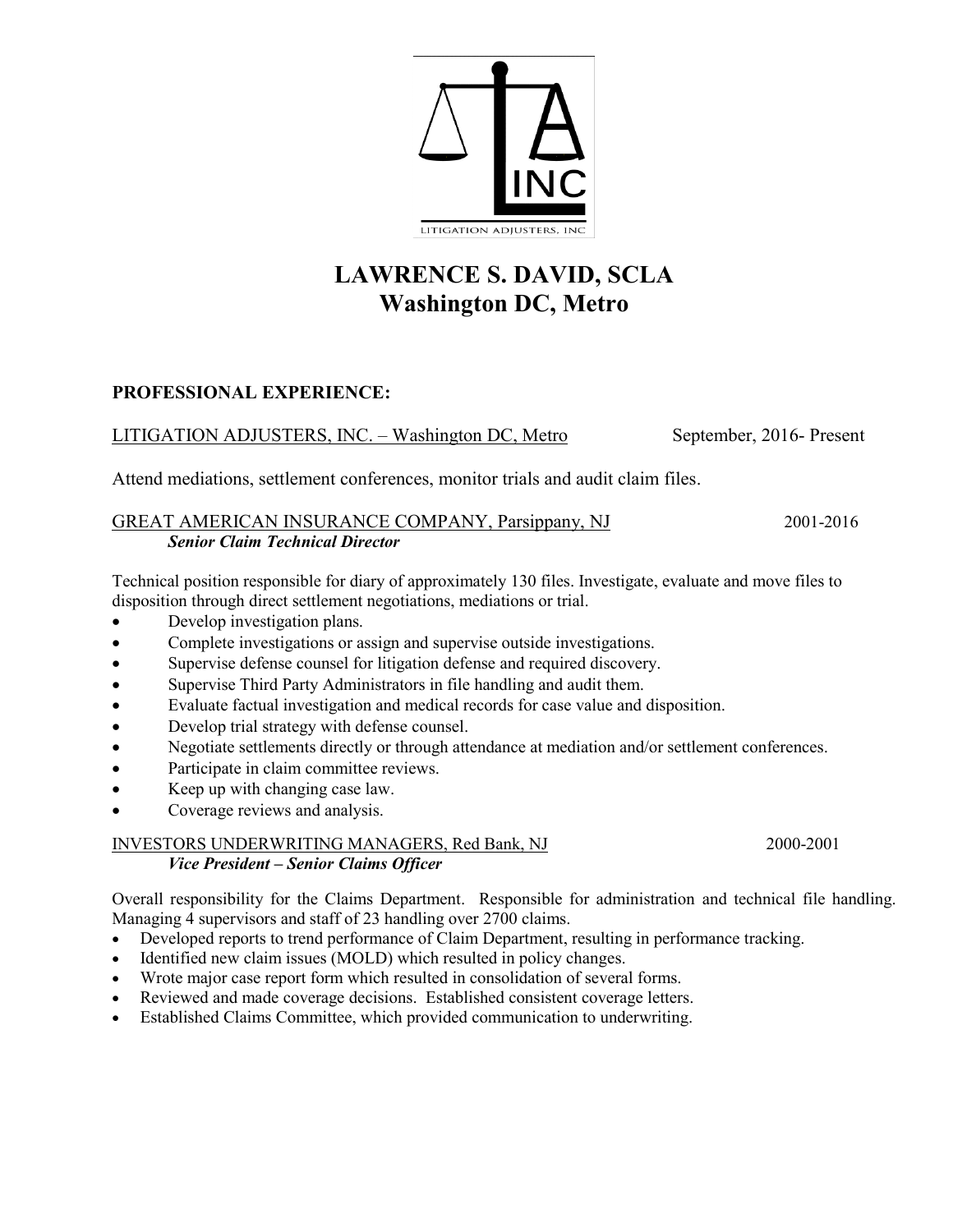LITIGATION ADJUSTERS, INC

# LAWRENCE S. DAVID, SCLA
# Washington DC, Metro

## PROFESSIONAL EXPERIENCE:

LITIGATION ADJUSTERS, INC. – Washington DC, Metro September, 2016- Present

Attend mediations, settlement conferences, monitor trials and audit claim files.

GREAT AMERICAN INSURANCE COMPANY, Parsippany, NJ 2001-2016
***Senior Claim Technical Director***

Technical position responsible for diary of approximately 130 files. Investigate, evaluate and move files to disposition through direct settlement negotiations, mediations or trial.

- Develop investigation plans.
- Complete investigations or assign and supervise outside investigations.
- Supervise defense counsel for litigation defense and required discovery.
- Supervise Third Party Administrators in file handling and audit them.
- Evaluate factual investigation and medical records for case value and disposition.
- Develop trial strategy with defense counsel.
- Negotiate settlements directly or through attendance at mediation and/or settlement conferences.
- Participate in claim committee reviews.
- Keep up with changing case law.
- Coverage reviews and analysis.

INVESTORS UNDERWRITING MANAGERS, Red Bank, NJ 2000-2001
***Vice President – Senior Claims Officer***

Overall responsibility for the Claims Department. Responsible for administration and technical file handling. Managing 4 supervisors and staff of 23 handling over 2700 claims.

- Developed reports to trend performance of Claim Department, resulting in performance tracking.
- Identified new claim issues (MOLD) which resulted in policy changes.
- Wrote major case report form which resulted in consolidation of several forms.
- Reviewed and made coverage decisions. Established consistent coverage letters.
- Established Claims Committee, which provided communication to underwriting.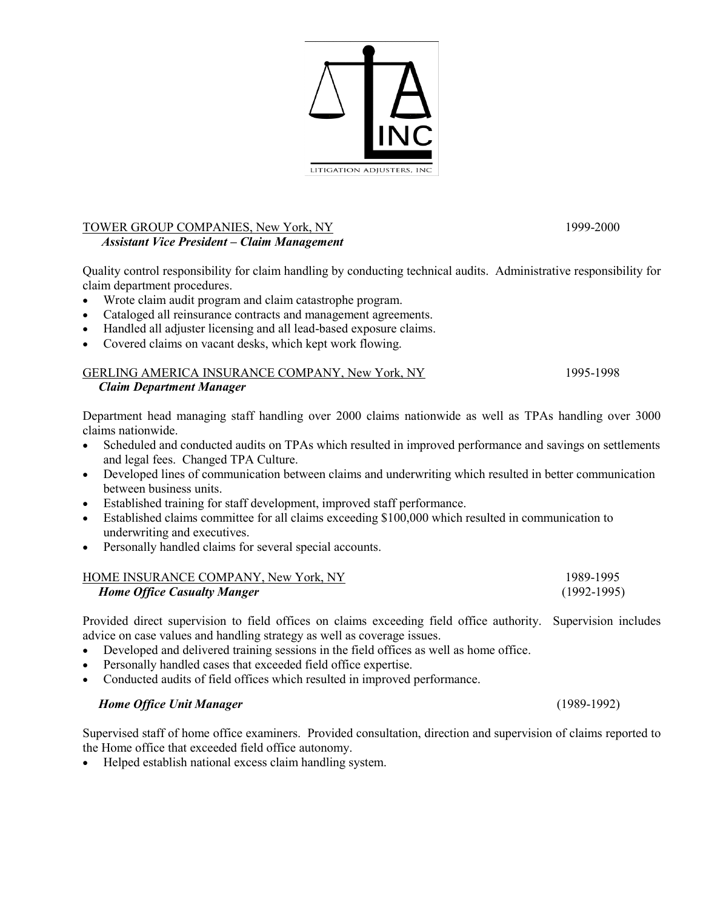TOWER GROUP COMPANIES, New York, NY 1999-2000
***Assistant Vice President – Claim Management***

Quality control responsibility for claim handling by conducting technical audits. Administrative responsibility for claim department procedures.

- Wrote claim audit program and claim catastrophe program.
- Cataloged all reinsurance contracts and management agreements.
- Handled all adjuster licensing and all lead-based exposure claims.
- Covered claims on vacant desks, which kept work flowing.

GERLING AMERICA INSURANCE COMPANY, New York, NY 1995-1998
***Claim Department Manager***

Department head managing staff handling over 2000 claims nationwide as well as TPAs handling over 3000 claims nationwide.

- Scheduled and conducted audits on TPAs which resulted in improved performance and savings on settlements and legal fees. Changed TPA Culture.
- Developed lines of communication between claims and underwriting which resulted in better communication between business units.
- Established training for staff development, improved staff performance.
- Established claims committee for all claims exceeding $100,000 which resulted in communication to underwriting and executives.
- Personally handled claims for several special accounts.

HOME INSURANCE COMPANY, New York, NY 1989-1995
***Home Office Casualty Manger*** (1992-1995)

Provided direct supervision to field offices on claims exceeding field office authority. Supervision includes advice on case values and handling strategy as well as coverage issues.

- Developed and delivered training sessions in the field offices as well as home office.
- Personally handled cases that exceeded field office expertise.
- Conducted audits of field offices which resulted in improved performance.

***Home Office Unit Manager*** (1989-1992)

Supervised staff of home office examiners. Provided consultation, direction and supervision of claims reported to the Home office that exceeded field office autonomy.

- Helped establish national excess claim handling system.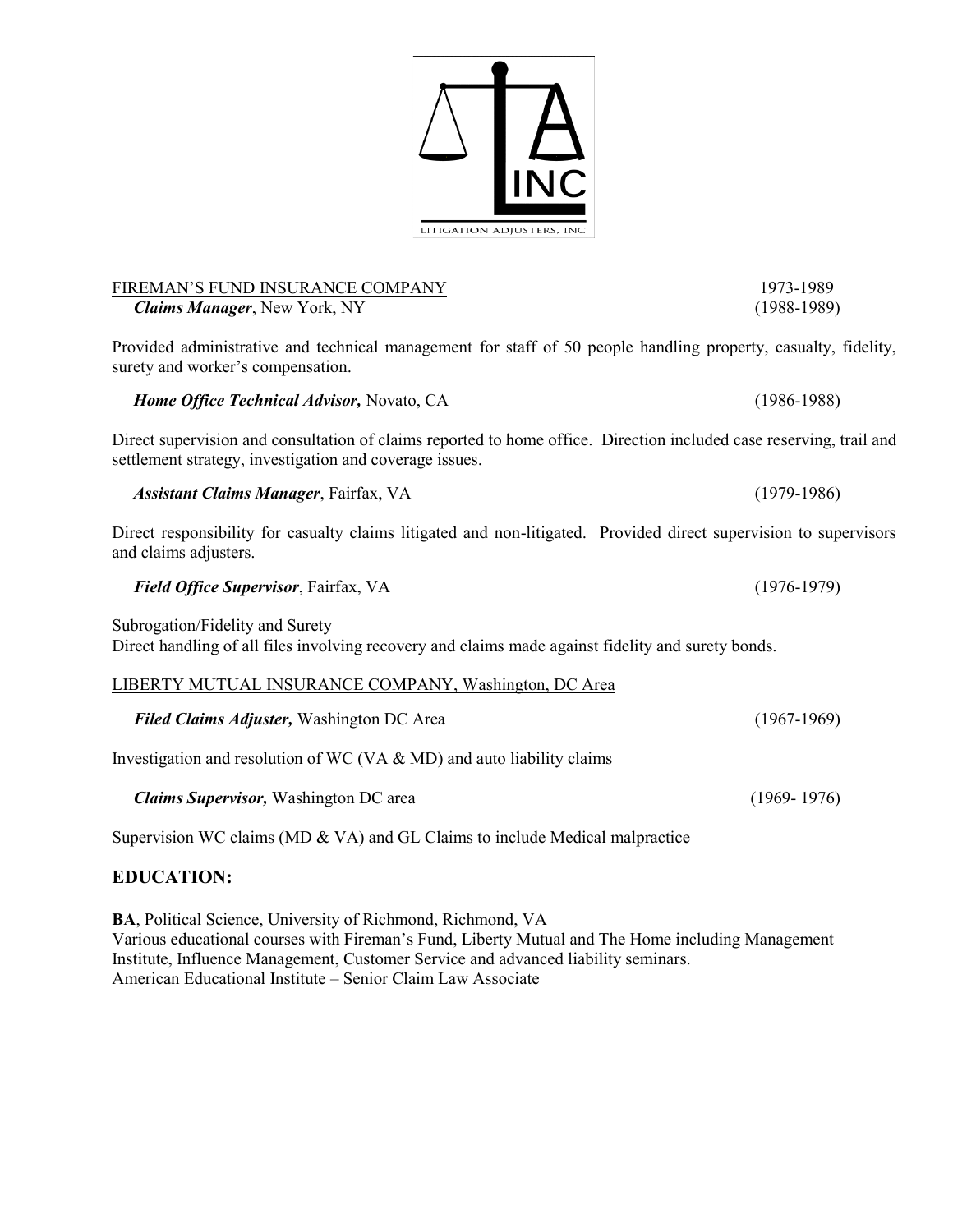FIRMAN'S FUND INSURANCE COMPANY 1973-1989

FIREMAN'S FUND INSURANCE COMPANY — 1973-1989

***Claims Manager***, New York, NY (1988-1989)

Provided administrative and technical management for staff of 50 people handling property, casualty, fidelity, surety and worker's compensation.

***Home Office Technical Advisor,*** Novato, CA (1986-1988)

Direct supervision and consultation of claims reported to home office. Direction included case reserving, trail and settlement strategy, investigation and coverage issues.

***Assistant Claims Manager***, Fairfax, VA (1979-1986)

Direct responsibility for casualty claims litigated and non-litigated. Provided direct supervision to supervisors and claims adjusters.

***Field Office Supervisor***, Fairfax, VA (1976-1979)

Subrogation/Fidelity and Surety
Direct handling of all files involving recovery and claims made against fidelity and surety bonds.

LIBERTY MUTUAL INSURANCE COMPANY, Washington, DC Area

***Filed Claims Adjuster,*** Washington DC Area (1967-1969)

Investigation and resolution of WC (VA & MD) and auto liability claims

***Claims Supervisor,*** Washington DC area (1969- 1976)

Supervision WC claims (MD & VA) and GL Claims to include Medical malpractice

## EDUCATION:

**BA**, Political Science, University of Richmond, Richmond, VA
Various educational courses with Fireman's Fund, Liberty Mutual and The Home including Management Institute, Influence Management, Customer Service and advanced liability seminars.
American Educational Institute – Senior Claim Law Associate

FIREMAN'S FUND INSURANCE COMPANY — 1973-1989

***Claims Manager***, New York, NY (1988-1989)

Provided administrative and technical management for staff of 50 people handling property, casualty, fidelity, surety and worker's compensation.

***Home Office Technical Advisor,*** Novato, CA (1986-1988)

Direct supervision and consultation of claims reported to home office. Direction included case reserving, trail and settlement strategy, investigation and coverage issues.

***Assistant Claims Manager***, Fairfax, VA (1979-1986)

Direct responsibility for casualty claims litigated and non-litigated. Provided direct supervision to supervisors and claims adjusters.

***Field Office Supervisor***, Fairfax, VA (1976-1979)

Subrogation/Fidelity and Surety
Direct handling of all files involving recovery and claims made against fidelity and surety bonds.

LIBERTY MUTUAL INSURANCE COMPANY, Washington, DC Area

***Filed Claims Adjuster,*** Washington DC Area (1967-1969)

Investigation and resolution of WC (VA & MD) and auto liability claims

***Claims Supervisor,*** Washington DC area (1969- 1976)

Supervision WC claims (MD & VA) and GL Claims to include Medical malpractice

## EDUCATION:

**BA**, Political Science, University of Richmond, Richmond, VA
Various educational courses with Fireman's Fund, Liberty Mutual and The Home including Management Institute, Influence Management, Customer Service and advanced liability seminars.
American Educational Institute – Senior Claim Law Associate